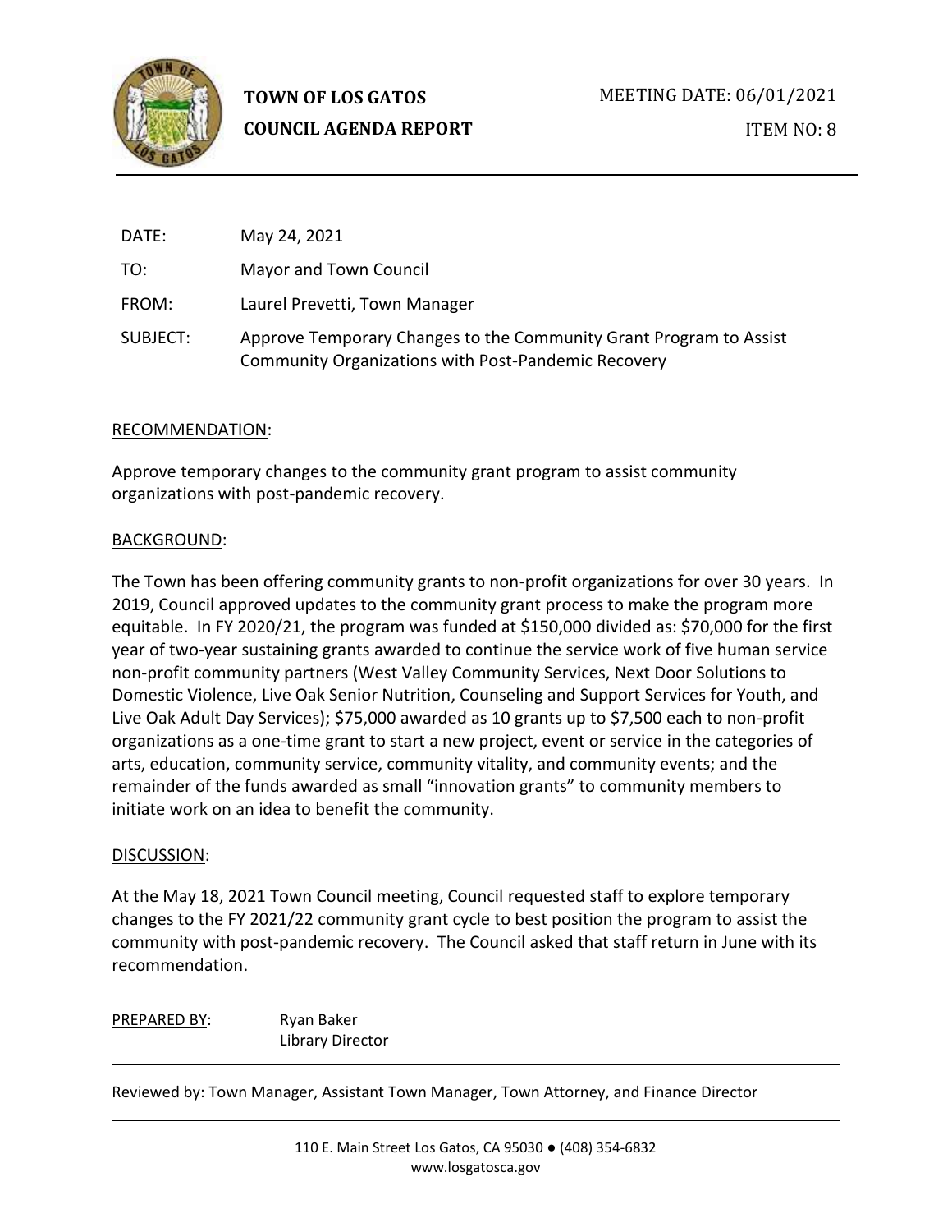**TOWN OF LOS GATOS**
**COUNCIL AGENDA REPORT**

MEETING DATE: 06/01/2021

ITEM NO: 8

DATE: May 24, 2021

TO: Mayor and Town Council

FROM: Laurel Prevetti, Town Manager

SUBJECT: Approve Temporary Changes to the Community Grant Program to Assist Community Organizations with Post-Pandemic Recovery

RECOMMENDATION:

Approve temporary changes to the community grant program to assist community organizations with post-pandemic recovery.

BACKGROUND:

The Town has been offering community grants to non-profit organizations for over 30 years. In 2019, Council approved updates to the community grant process to make the program more equitable. In FY 2020/21, the program was funded at $150,000 divided as: $70,000 for the first year of two-year sustaining grants awarded to continue the service work of five human service non-profit community partners (West Valley Community Services, Next Door Solutions to Domestic Violence, Live Oak Senior Nutrition, Counseling and Support Services for Youth, and Live Oak Adult Day Services); $75,000 awarded as 10 grants up to $7,500 each to non-profit organizations as a one-time grant to start a new project, event or service in the categories of arts, education, community service, community vitality, and community events; and the remainder of the funds awarded as small "innovation grants" to community members to initiate work on an idea to benefit the community.

DISCUSSION:

At the May 18, 2021 Town Council meeting, Council requested staff to explore temporary changes to the FY 2021/22 community grant cycle to best position the program to assist the community with post-pandemic recovery. The Council asked that staff return in June with its recommendation.

PREPARED BY: Ryan Baker
Library Director

Reviewed by: Town Manager, Assistant Town Manager, Town Attorney, and Finance Director

110 E. Main Street Los Gatos, CA 95030 ● (408) 354-6832
www.losgatosca.gov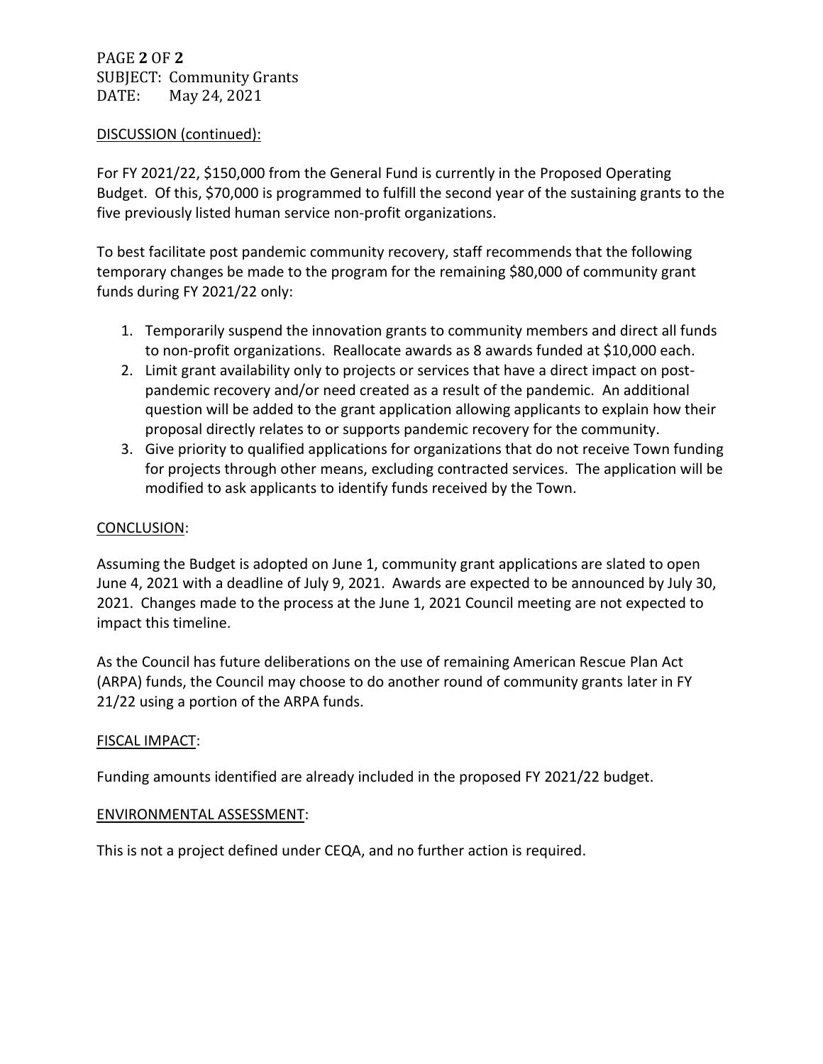## DISCUSSION (continued):

For FY 2021/22, $150,000 from the General Fund is currently in the Proposed Operating Budget. Of this, $70,000 is programmed to fulfill the second year of the sustaining grants to the five previously listed human service non-profit organizations.

To best facilitate post pandemic community recovery, staff recommends that the following temporary changes be made to the program for the remaining $80,000 of community grant funds during FY 2021/22 only:

1. Temporarily suspend the innovation grants to community members and direct all funds to non-profit organizations. Reallocate awards as 8 awards funded at $10,000 each.
2. Limit grant availability only to projects or services that have a direct impact on post-pandemic recovery and/or need created as a result of the pandemic. An additional question will be added to the grant application allowing applicants to explain how their proposal directly relates to or supports pandemic recovery for the community.
3. Give priority to qualified applications for organizations that do not receive Town funding for projects through other means, excluding contracted services. The application will be modified to ask applicants to identify funds received by the Town.

## CONCLUSION:

Assuming the Budget is adopted on June 1, community grant applications are slated to open June 4, 2021 with a deadline of July 9, 2021. Awards are expected to be announced by July 30, 2021. Changes made to the process at the June 1, 2021 Council meeting are not expected to impact this timeline.

As the Council has future deliberations on the use of remaining American Rescue Plan Act (ARPA) funds, the Council may choose to do another round of community grants later in FY 21/22 using a portion of the ARPA funds.

## FISCAL IMPACT:

Funding amounts identified are already included in the proposed FY 2021/22 budget.

## ENVIRONMENTAL ASSESSMENT:

This is not a project defined under CEQA, and no further action is required.